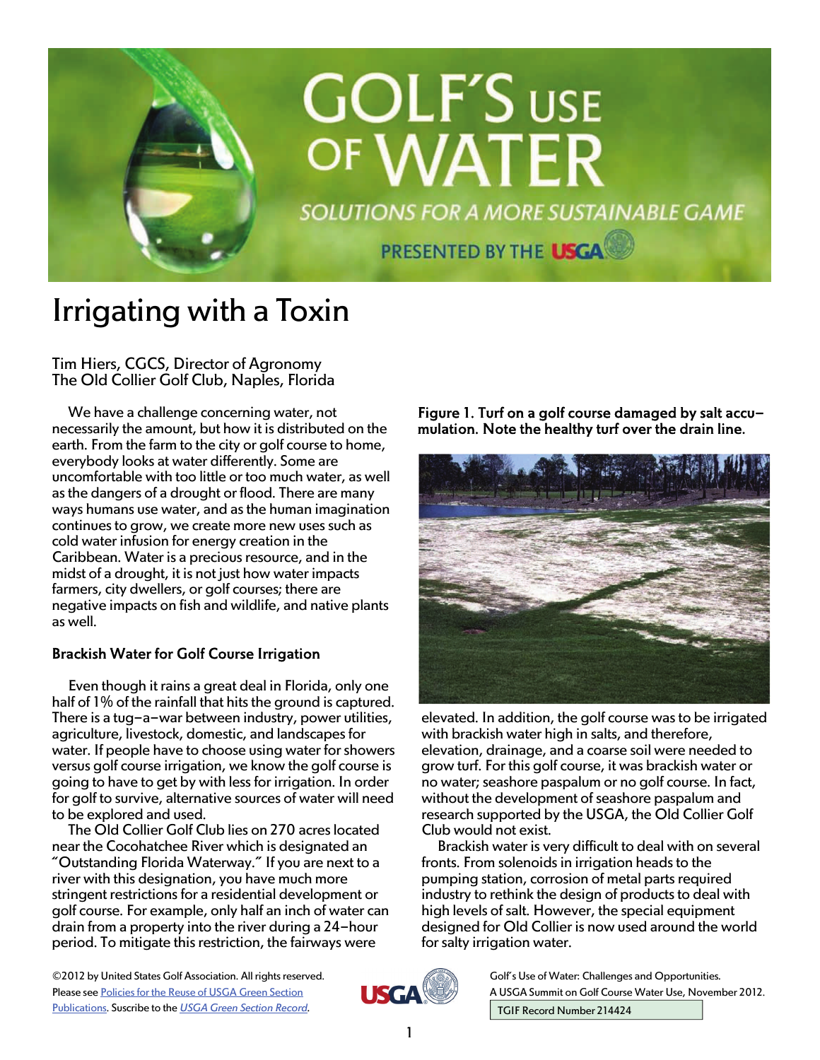# GOLF'S USE OF WATER

SOLUTIONS FOR A MORE SUSTAINABLE GAME

PRESENTED BY THE USGA

# Irrigating with a Toxin

Tim Hiers, CGCS, Director of Agronomy
The Old Collier Golf Club, Naples, Florida

We have a challenge concerning water, not necessarily the amount, but how it is distributed on the earth. From the farm to the city or golf course to home, everybody looks at water differently. Some are uncomfortable with too little or too much water, as well as the dangers of a drought or flood. There are many ways humans use water, and as the human imagination continues to grow, we create more new uses such as cold water infusion for energy creation in the Caribbean. Water is a precious resource, and in the midst of a drought, it is not just how water impacts farmers, city dwellers, or golf courses; there are negative impacts on fish and wildlife, and native plants as well.

## Brackish Water for Golf Course Irrigation

Even though it rains a great deal in Florida, only one half of 1% of the rainfall that hits the ground is captured. There is a tug–a–war between industry, power utilities, agriculture, livestock, domestic, and landscapes for water. If people have to choose using water for showers versus golf course irrigation, we know the golf course is going to have to get by with less for irrigation. In order for golf to survive, alternative sources of water will need to be explored and used.

The Old Collier Golf Club lies on 270 acres located near the Cocohatchee River which is designated an "Outstanding Florida Waterway." If you are next to a river with this designation, you have much more stringent restrictions for a residential development or golf course. For example, only half an inch of water can drain from a property into the river during a 24–hour period. To mitigate this restriction, the fairways were elevated. In addition, the golf course was to be irrigated with brackish water high in salts, and therefore, elevation, drainage, and a coarse soil were needed to grow turf. For this golf course, it was brackish water or no water; seashore paspalum or no golf course. In fact, without the development of seashore paspalum and research supported by the USGA, the Old Collier Golf Club would not exist.

**Figure 1. Turf on a golf course damaged by salt accu–mulation. Note the healthy turf over the drain line.**

Brackish water is very difficult to deal with on several fronts. From solenoids in irrigation heads to the pumping station, corrosion of metal parts required industry to rethink the design of products to deal with high levels of salt. However, the special equipment designed for Old Collier is now used around the world for salty irrigation water.

©2012 by United States Golf Association. All rights reserved. Please see Policies for the Reuse of USGA Green Section Publications. Suscribe to the *USGA Green Section Record*.

Golf's Use of Water: Challenges and Opportunities. A USGA Summit on Golf Course Water Use, November 2012.

TGIF Record Number 214424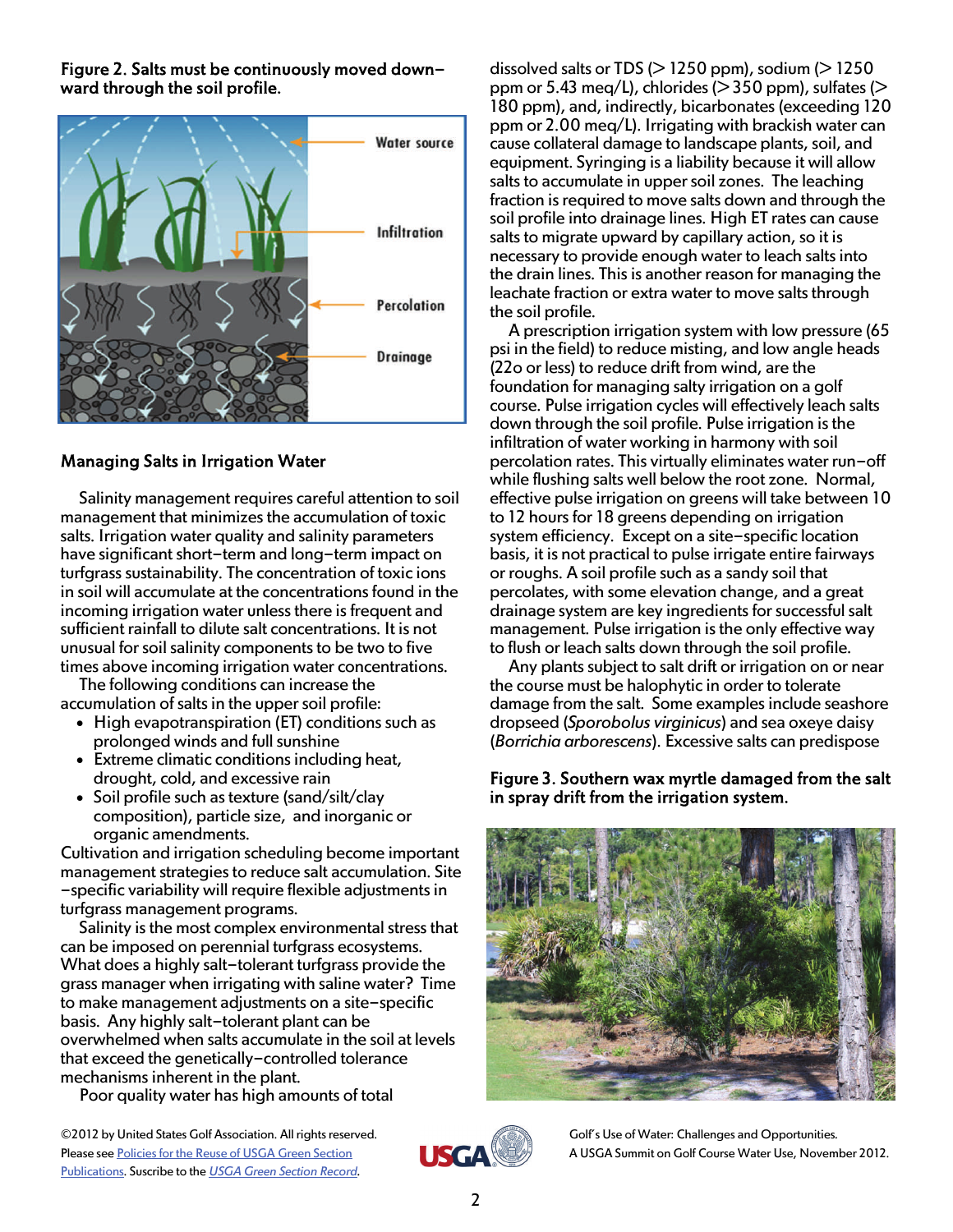**Figure 2. Salts must be continuously moved downward through the soil profile.**

## Managing Salts in Irrigation Water

Salinity management requires careful attention to soil management that minimizes the accumulation of toxic salts. Irrigation water quality and salinity parameters have significant short–term and long–term impact on turfgrass sustainability. The concentration of toxic ions in soil will accumulate at the concentrations found in the incoming irrigation water unless there is frequent and sufficient rainfall to dilute salt concentrations. It is not unusual for soil salinity components to be two to five times above incoming irrigation water concentrations.

The following conditions can increase the accumulation of salts in the upper soil profile:

- High evapotranspiration (ET) conditions such as prolonged winds and full sunshine
- Extreme climatic conditions including heat, drought, cold, and excessive rain
- Soil profile such as texture (sand/silt/clay composition), particle size, and inorganic or organic amendments.

Cultivation and irrigation scheduling become important management strategies to reduce salt accumulation. Site–specific variability will require flexible adjustments in turfgrass management programs.

Salinity is the most complex environmental stress that can be imposed on perennial turfgrass ecosystems. What does a highly salt–tolerant turfgrass provide the grass manager when irrigating with saline water? Time to make management adjustments on a site–specific basis. Any highly salt–tolerant plant can be overwhelmed when salts accumulate in the soil at levels that exceed the genetically–controlled tolerance mechanisms inherent in the plant.

Poor quality water has high amounts of total dissolved salts or TDS (> 1250 ppm), sodium (> 1250 ppm or 5.43 meq/L), chlorides (>350 ppm), sulfates (> 180 ppm), and, indirectly, bicarbonates (exceeding 120 ppm or 2.00 meq/L). Irrigating with brackish water can cause collateral damage to landscape plants, soil, and equipment. Syringing is a liability because it will allow salts to accumulate in upper soil zones. The leaching fraction is required to move salts down and through the soil profile into drainage lines. High ET rates can cause salts to migrate upward by capillary action, so it is necessary to provide enough water to leach salts into the drain lines. This is another reason for managing the leachate fraction or extra water to move salts through the soil profile.

A prescription irrigation system with low pressure (65 psi in the field) to reduce misting, and low angle heads (22o or less) to reduce drift from wind, are the foundation for managing salty irrigation on a golf course. Pulse irrigation cycles will effectively leach salts down through the soil profile. Pulse irrigation is the infiltration of water working in harmony with soil percolation rates. This virtually eliminates water run–off while flushing salts well below the root zone. Normal, effective pulse irrigation on greens will take between 10 to 12 hours for 18 greens depending on irrigation system efficiency. Except on a site–specific location basis, it is not practical to pulse irrigate entire fairways or roughs. A soil profile such as a sandy soil that percolates, with some elevation change, and a great drainage system are key ingredients for successful salt management. Pulse irrigation is the only effective way to flush or leach salts down through the soil profile.

Any plants subject to salt drift or irrigation on or near the course must be halophytic in order to tolerate damage from the salt. Some examples include seashore dropseed (*Sporobolus virginicus*) and sea oxeye daisy (*Borrichia arborescens*). Excessive salts can predispose

**Figure 3. Southern wax myrtle damaged from the salt in spray drift from the irrigation system.**

©2012 by United States Golf Association. All rights reserved. Please see Policies for the Reuse of USGA Green Section Publications. Suscribe to the *USGA Green Section Record*.

Golf's Use of Water: Challenges and Opportunities. A USGA Summit on Golf Course Water Use, November 2012.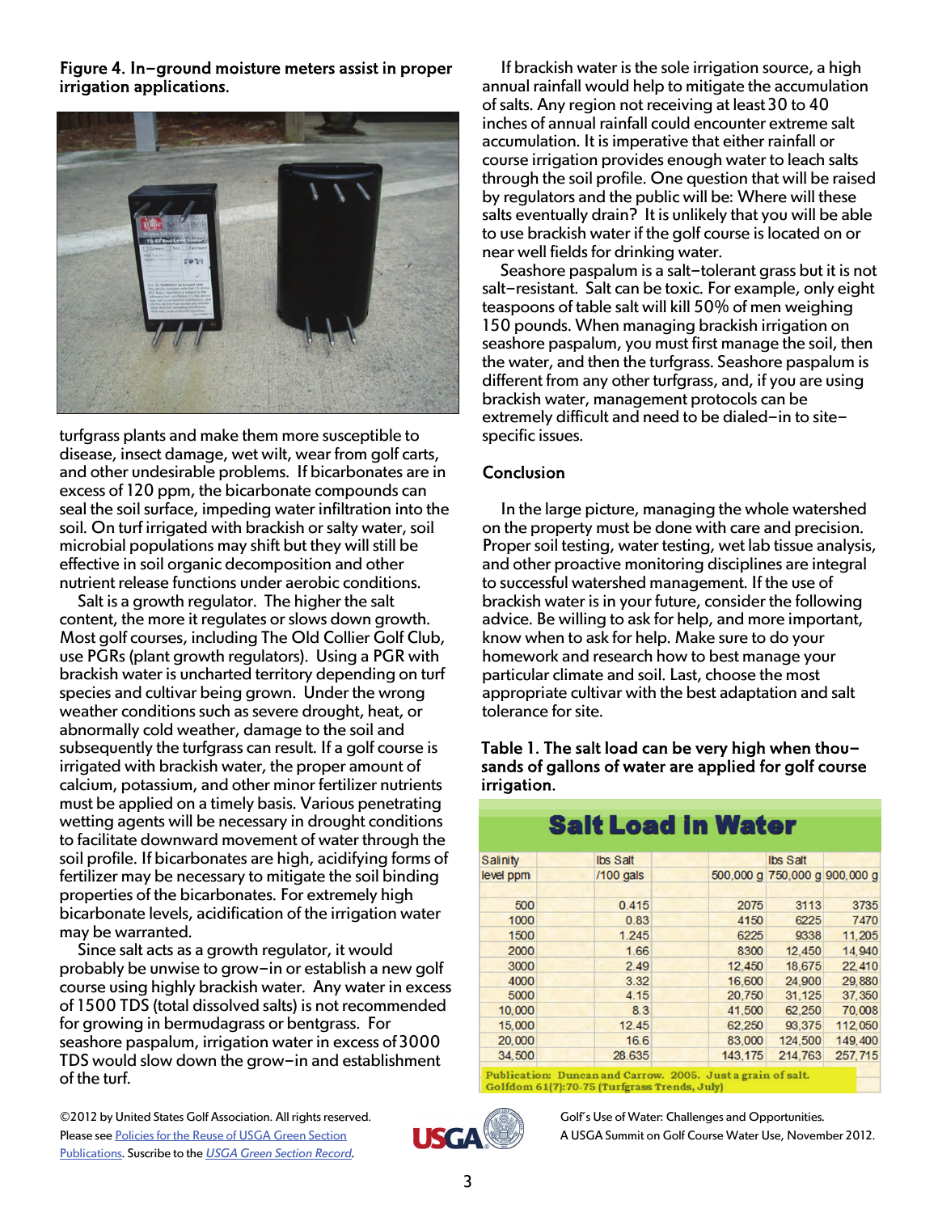**Figure 4. In–ground moisture meters assist in proper irrigation applications.**

turfgrass plants and make them more susceptible to disease, insect damage, wet wilt, wear from golf carts, and other undesirable problems. If bicarbonates are in excess of 120 ppm, the bicarbonate compounds can seal the soil surface, impeding water infiltration into the soil. On turf irrigated with brackish or salty water, soil microbial populations may shift but they will still be effective in soil organic decomposition and other nutrient release functions under aerobic conditions.

Salt is a growth regulator. The higher the salt content, the more it regulates or slows down growth. Most golf courses, including The Old Collier Golf Club, use PGRs (plant growth regulators). Using a PGR with brackish water is uncharted territory depending on turf species and cultivar being grown. Under the wrong weather conditions such as severe drought, heat, or abnormally cold weather, damage to the soil and subsequently the turfgrass can result. If a golf course is irrigated with brackish water, the proper amount of calcium, potassium, and other minor fertilizer nutrients must be applied on a timely basis. Various penetrating wetting agents will be necessary in drought conditions to facilitate downward movement of water through the soil profile. If bicarbonates are high, acidifying forms of fertilizer may be necessary to mitigate the soil binding properties of the bicarbonates. For extremely high bicarbonate levels, acidification of the irrigation water may be warranted.

Since salt acts as a growth regulator, it would probably be unwise to grow–in or establish a new golf course using highly brackish water. Any water in excess of 1500 TDS (total dissolved salts) is not recommended for growing in bermudagrass or bentgrass. For seashore paspalum, irrigation water in excess of 3000 TDS would slow down the grow–in and establishment of the turf.

If brackish water is the sole irrigation source, a high annual rainfall would help to mitigate the accumulation of salts. Any region not receiving at least 30 to 40 inches of annual rainfall could encounter extreme salt accumulation. It is imperative that either rainfall or course irrigation provides enough water to leach salts through the soil profile. One question that will be raised by regulators and the public will be: Where will these salts eventually drain? It is unlikely that you will be able to use brackish water if the golf course is located on or near well fields for drinking water.

Seashore paspalum is a salt–tolerant grass but it is not salt–resistant. Salt can be toxic. For example, only eight teaspoons of table salt will kill 50% of men weighing 150 pounds. When managing brackish irrigation on seashore paspalum, you must first manage the soil, then the water, and then the turfgrass. Seashore paspalum is different from any other turfgrass, and, if you are using brackish water, management protocols can be extremely difficult and need to be dialed–in to site–specific issues.

## Conclusion

In the large picture, managing the whole watershed on the property must be done with care and precision. Proper soil testing, water testing, wet lab tissue analysis, and other proactive monitoring disciplines are integral to successful watershed management. If the use of brackish water is in your future, consider the following advice. Be willing to ask for help, and more important, know when to ask for help. Make sure to do your homework and research how to best manage your particular climate and soil. Last, choose the most appropriate cultivar with the best adaptation and salt tolerance for site.

**Table 1. The salt load can be very high when thousands of gallons of water are applied for golf course irrigation.**

**Salt Load in Water**

| Salinity level ppm | lbs Salt /100 gals | lbs Salt 500,000 g | 750,000 g | 900,000 g |
|---|---|---|---|---|
| 500 | 0.415 | 2075 | 3113 | 3735 |
| 1000 | 0.83 | 4150 | 6225 | 7470 |
| 1500 | 1.245 | 6225 | 9338 | 11,205 |
| 2000 | 1.66 | 8300 | 12,450 | 14,940 |
| 3000 | 2.49 | 12,450 | 18,675 | 22,410 |
| 4000 | 3.32 | 16,600 | 24,900 | 29,880 |
| 5000 | 4.15 | 20,750 | 31,125 | 37,350 |
| 10,000 | 8.3 | 41,500 | 62,250 | 70,008 |
| 15,000 | 12.45 | 62,250 | 93,375 | 112,050 |
| 20,000 | 16.6 | 83,000 | 124,500 | 149,400 |
| 34,500 | 28.635 | 143,175 | 214,763 | 257,715 |

Publication: Duncan and Carrow. 2005. Just a grain of salt. Golfdom 61(7):70-75 (Turfgrass Trends, July)

©2012 by United States Golf Association. All rights reserved. Please see Policies for the Reuse of USGA Green Section Publications. Suscribe to the *USGA Green Section Record*.

Golf's Use of Water: Challenges and Opportunities. A USGA Summit on Golf Course Water Use, November 2012.